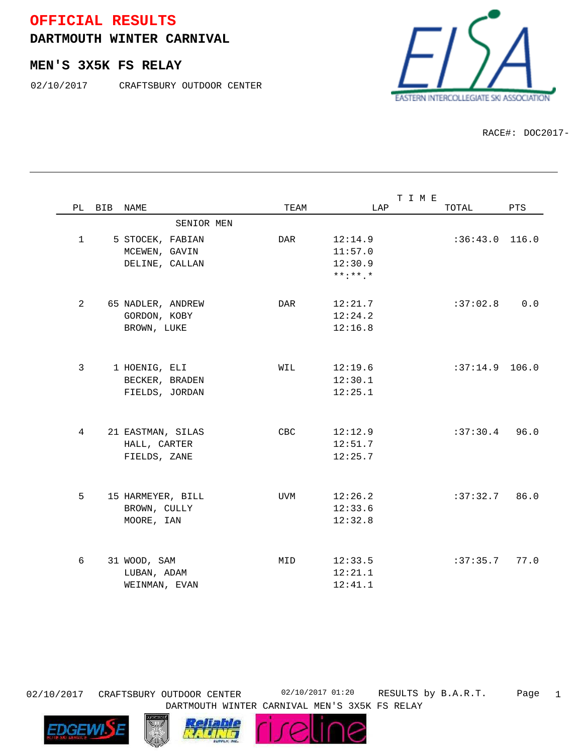# OFFICIAL RESULTS

## DARTMOUTH WINTER CARNIVAL

## MEN'S 3X5K FS RELAY

02/10/2017 CRAFTSBURY OUTDOOR CENTER

RACE#: DOC2017-

| PL | BIB | NAME | TEAM | LAP | TOTAL | PTS |
|---|---|---|---|---|---|---|
| | | SENIOR MEN | | | | |
| 1 | 5 | STOCEK, FABIAN | DAR | 12:14.9 | :36:43.0 | 116.0 |
| | | MCEWEN, GAVIN | | 11:57.0 | | |
| | | DELINE, CALLAN | | 12:30.9 | | |
| | | | | **:**.* | | |
| 2 | 65 | NADLER, ANDREW | DAR | 12:21.7 | :37:02.8 | 0.0 |
| | | GORDON, KOBY | | 12:24.2 | | |
| | | BROWN, LUKE | | 12:16.8 | | |
| 3 | 1 | HOENIG, ELI | WIL | 12:19.6 | :37:14.9 | 106.0 |
| | | BECKER, BRADEN | | 12:30.1 | | |
| | | FIELDS, JORDAN | | 12:25.1 | | |
| 4 | 21 | EASTMAN, SILAS | CBC | 12:12.9 | :37:30.4 | 96.0 |
| | | HALL, CARTER | | 12:51.7 | | |
| | | FIELDS, ZANE | | 12:25.7 | | |
| 5 | 15 | HARMEYER, BILL | UVM | 12:26.2 | :37:32.7 | 86.0 |
| | | BROWN, CULLY | | 12:33.6 | | |
| | | MOORE, IAN | | 12:32.8 | | |
| 6 | 31 | WOOD, SAM | MID | 12:33.5 | :37:35.7 | 77.0 |
| | | LUBAN, ADAM | | 12:21.1 | | |
| | | WEINMAN, EVAN | | 12:41.1 | | |

02/10/2017 CRAFTSBURY OUTDOOR CENTER 02/10/2017 01:20 RESULTS by B.A.R.T.
DARTMOUTH WINTER CARNIVAL MEN'S 3X5K FS RELAY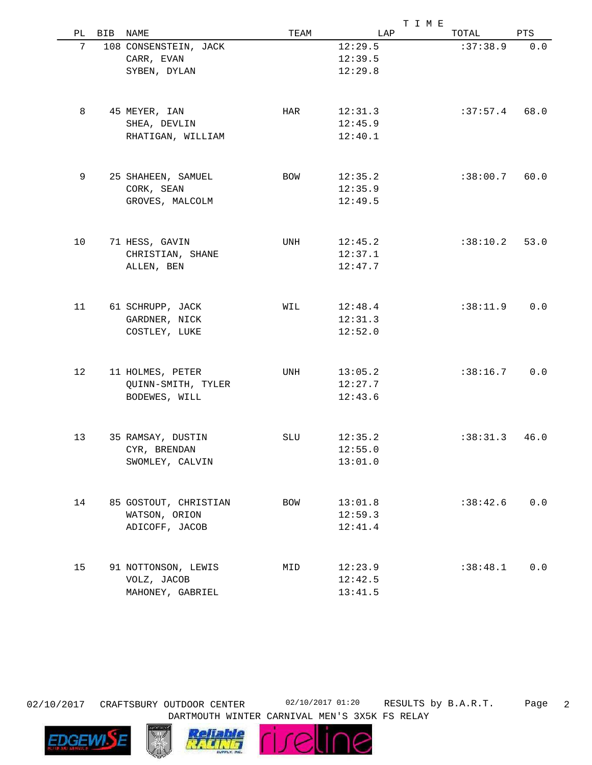| PL | BIB | NAME | TEAM | LAP | TOTAL | PTS |
|---|---|---|---|---|---|---|
| 7 | 108 | CONSENSTEIN, JACK | | 12:29.5 | :37:38.9 | 0.0 |
| | | CARR, EVAN | | 12:39.5 | | |
| | | SYBEN, DYLAN | | 12:29.8 | | |
| 8 | 45 | MEYER, IAN | HAR | 12:31.3 | :37:57.4 | 68.0 |
| | | SHEA, DEVLIN | | 12:45.9 | | |
| | | RHATIGAN, WILLIAM | | 12:40.1 | | |
| 9 | 25 | SHAHEEN, SAMUEL | BOW | 12:35.2 | :38:00.7 | 60.0 |
| | | CORK, SEAN | | 12:35.9 | | |
| | | GROVES, MALCOLM | | 12:49.5 | | |
| 10 | 71 | HESS, GAVIN | UNH | 12:45.2 | :38:10.2 | 53.0 |
| | | CHRISTIAN, SHANE | | 12:37.1 | | |
| | | ALLEN, BEN | | 12:47.7 | | |
| 11 | 61 | SCHRUPP, JACK | WIL | 12:48.4 | :38:11.9 | 0.0 |
| | | GARDNER, NICK | | 12:31.3 | | |
| | | COSTLEY, LUKE | | 12:52.0 | | |
| 12 | 11 | HOLMES, PETER | UNH | 13:05.2 | :38:16.7 | 0.0 |
| | | QUINN-SMITH, TYLER | | 12:27.7 | | |
| | | BODEWES, WILL | | 12:43.6 | | |
| 13 | 35 | RAMSAY, DUSTIN | SLU | 12:35.2 | :38:31.3 | 46.0 |
| | | CYR, BRENDAN | | 12:55.0 | | |
| | | SWOMLEY, CALVIN | | 13:01.0 | | |
| 14 | 85 | GOSTOUT, CHRISTIAN | BOW | 13:01.8 | :38:42.6 | 0.0 |
| | | WATSON, ORION | | 12:59.3 | | |
| | | ADICOFF, JACOB | | 12:41.4 | | |
| 15 | 91 | NOTTONSON, LEWIS | MID | 12:23.9 | :38:48.1 | 0.0 |
| | | VOLZ, JACOB | | 12:42.5 | | |
| | | MAHONEY, GABRIEL | | 13:41.5 | | |

02/10/2017 CRAFTSBURY OUTDOOR CENTER 02/10/2017 01:20 RESULTS by B.A.R.T.

DARTMOUTH WINTER CARNIVAL MEN'S 3X5K FS RELAY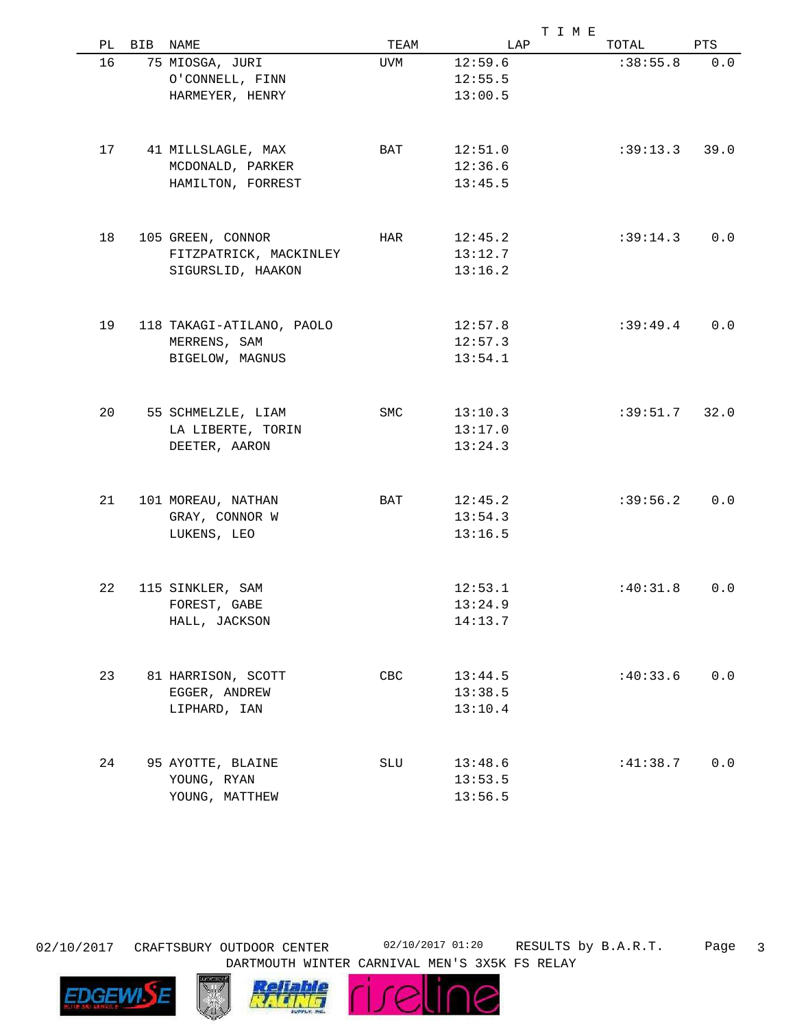| PL | BIB | NAME | TEAM | LAP | TOTAL | PTS |
|---|---|---|---|---|---|---|
| 16 | 75 | MIOSGA, JURI | UVM | 12:59.6 | :38:55.8 | 0.0 |
| | | O'CONNELL, FINN | | 12:55.5 | | |
| | | HARMEYER, HENRY | | 13:00.5 | | |
| 17 | 41 | MILLSLAGLE, MAX | BAT | 12:51.0 | :39:13.3 | 39.0 |
| | | MCDONALD, PARKER | | 12:36.6 | | |
| | | HAMILTON, FORREST | | 13:45.5 | | |
| 18 | 105 | GREEN, CONNOR | HAR | 12:45.2 | :39:14.3 | 0.0 |
| | | FITZPATRICK, MACKINLEY | | 13:12.7 | | |
| | | SIGURSLID, HAAKON | | 13:16.2 | | |
| 19 | 118 | TAKAGI-ATILANO, PAOLO | | 12:57.8 | :39:49.4 | 0.0 |
| | | MERRENS, SAM | | 12:57.3 | | |
| | | BIGELOW, MAGNUS | | 13:54.1 | | |
| 20 | 55 | SCHMELZLE, LIAM | SMC | 13:10.3 | :39:51.7 | 32.0 |
| | | LA LIBERTE, TORIN | | 13:17.0 | | |
| | | DEETER, AARON | | 13:24.3 | | |
| 21 | 101 | MOREAU, NATHAN | BAT | 12:45.2 | :39:56.2 | 0.0 |
| | | GRAY, CONNOR W | | 13:54.3 | | |
| | | LUKENS, LEO | | 13:16.5 | | |
| 22 | 115 | SINKLER, SAM | | 12:53.1 | :40:31.8 | 0.0 |
| | | FOREST, GABE | | 13:24.9 | | |
| | | HALL, JACKSON | | 14:13.7 | | |
| 23 | 81 | HARRISON, SCOTT | CBC | 13:44.5 | :40:33.6 | 0.0 |
| | | EGGER, ANDREW | | 13:38.5 | | |
| | | LIPHARD, IAN | | 13:10.4 | | |
| 24 | 95 | AYOTTE, BLAINE | SLU | 13:48.6 | :41:38.7 | 0.0 |
| | | YOUNG, RYAN | | 13:53.5 | | |
| | | YOUNG, MATTHEW | | 13:56.5 | | |

02/10/2017 CRAFTSBURY OUTDOOR CENTER 02/10/2017 01:20 RESULTS by B.A.R.T.
DARTMOUTH WINTER CARNIVAL MEN'S 3X5K FS RELAY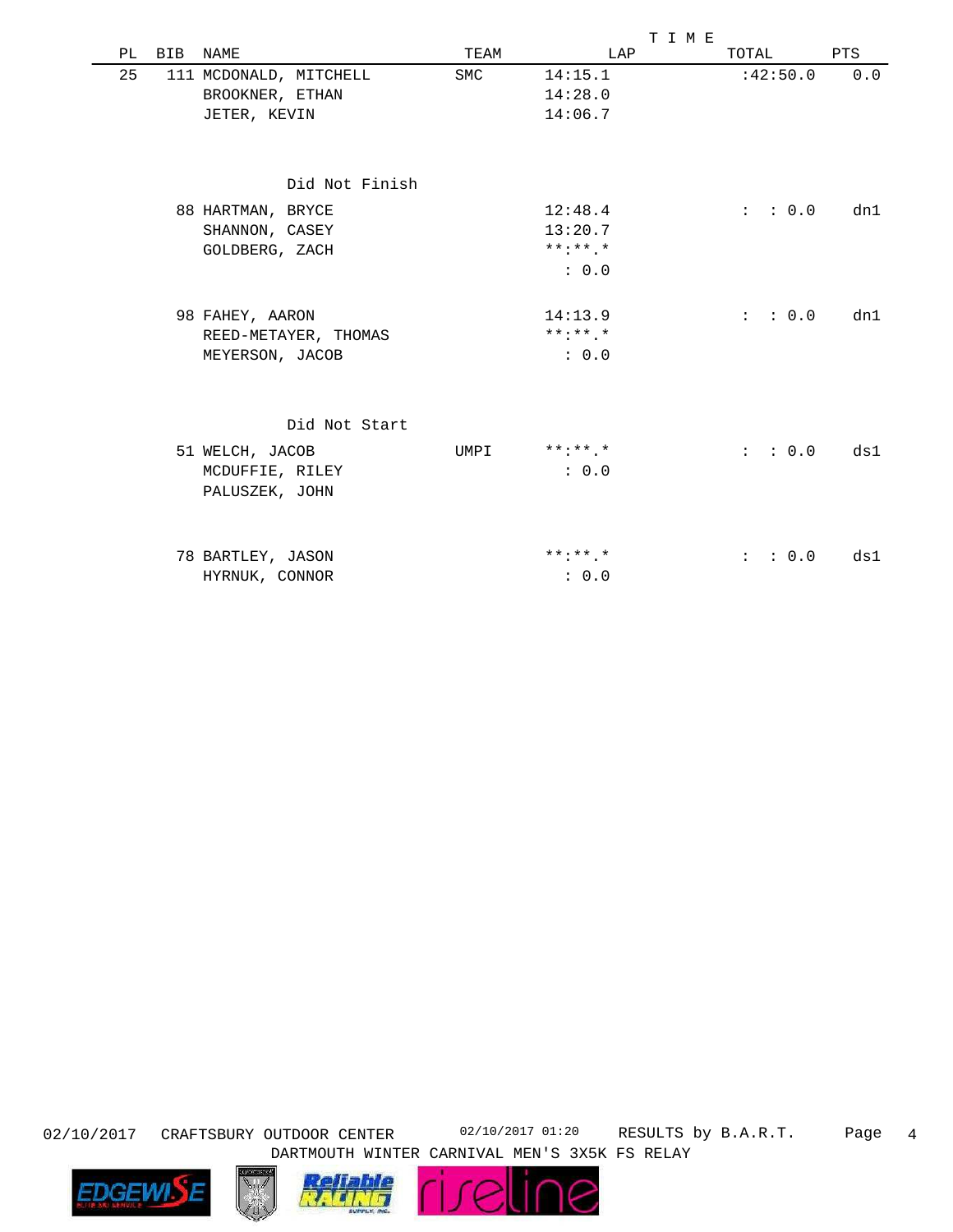| PL | BIB | NAME | TEAM | LAP | TOTAL | PTS |
|---|---|---|---|---|---|---|
| 25 | 111 | MCDONALD, MITCHELL | SMC | 14:15.1 | :42:50.0 | 0.0 |
| | | BROOKNER, ETHAN | | 14:28.0 | | |
| | | JETER, KEVIN | | 14:06.7 | | |
| | | **Did Not Finish** | | | | |
| | 88 | HARTMAN, BRYCE | | 12:48.4 | : : 0.0 | dn1 |
| | | SHANNON, CASEY | | 13:20.7 | | |
| | | GOLDBERG, ZACH | | **:**.* | | |
| | | | | : 0.0 | | |
| | 98 | FAHEY, AARON | | 14:13.9 | : : 0.0 | dn1 |
| | | REED-METAYER, THOMAS | | **:**.* | | |
| | | MEYERSON, JACOB | | : 0.0 | | |
| | | **Did Not Start** | | | | |
| | 51 | WELCH, JACOB | UMPI | **:**.* | : : 0.0 | ds1 |
| | | MCDUFFIE, RILEY | | : 0.0 | | |
| | | PALUSZEK, JOHN | | | | |
| | 78 | BARTLEY, JASON | | **:**.* | : : 0.0 | ds1 |
| | | HYRNUK, CONNOR | | : 0.0 | | |

02/10/2017 CRAFTSBURY OUTDOOR CENTER 02/10/2017 01:20 RESULTS by B.A.R.T.

DARTMOUTH WINTER CARNIVAL MEN'S 3X5K FS RELAY